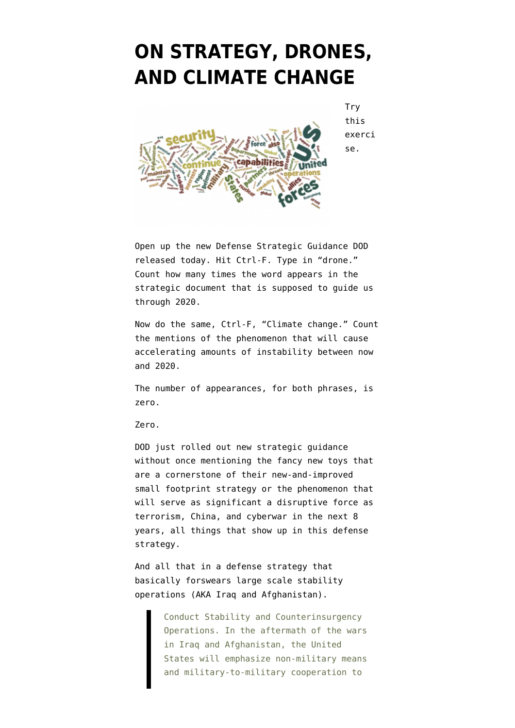# ON STRATEGY, DRONES, AND CLIMATE CHANGE

Try this exercise.

Open up the new Defense Strategic Guidance DOD released today. Hit Ctrl-F. Type in "drone." Count how many times the word appears in the strategic document that is supposed to guide us through 2020.

Now do the same, Ctrl-F, "Climate change." Count the mentions of the phenomenon that will cause accelerating amounts of instability between now and 2020.

The number of appearances, for both phrases, is zero.

Zero.

DOD just rolled out new strategic guidance without once mentioning the fancy new toys that are a cornerstone of their new-and-improved small footprint strategy or the phenomenon that will serve as significant a disruptive force as terrorism, China, and cyberwar in the next 8 years, all things that show up in this defense strategy.

And all that in a defense strategy that basically forswears large scale stability operations (AKA Iraq and Afghanistan).

> Conduct Stability and Counterinsurgency Operations. In the aftermath of the wars in Iraq and Afghanistan, the United States will emphasize non-military means and military-to-military cooperation to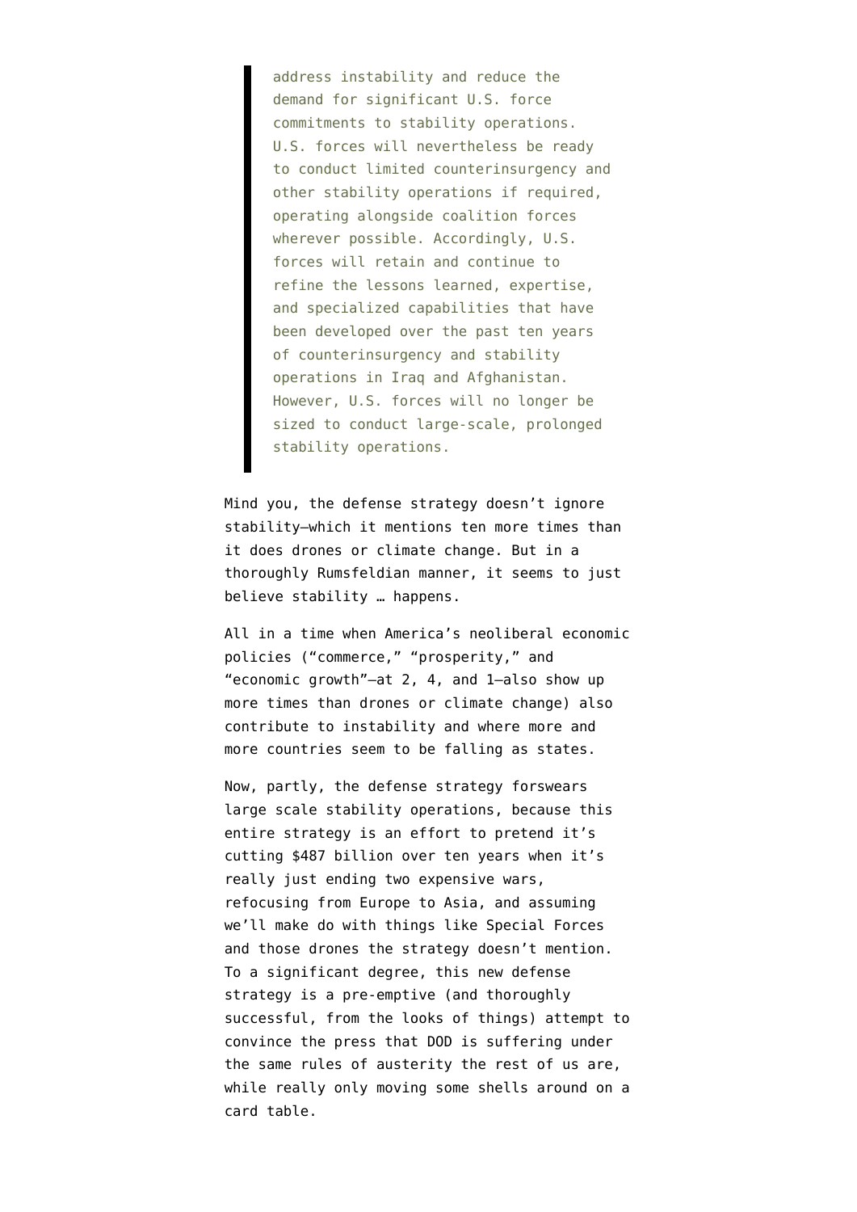> address instability and reduce the demand for significant U.S. force commitments to stability operations. U.S. forces will nevertheless be ready to conduct limited counterinsurgency and other stability operations if required, operating alongside coalition forces wherever possible. Accordingly, U.S. forces will retain and continue to refine the lessons learned, expertise, and specialized capabilities that have been developed over the past ten years of counterinsurgency and stability operations in Iraq and Afghanistan. However, U.S. forces will no longer be sized to conduct large-scale, prolonged stability operations.

Mind you, the defense strategy doesn't ignore stability–which it mentions ten more times than it does drones or climate change. But in a thoroughly Rumsfeldian manner, it seems to just believe stability … happens.

All in a time when America's neoliberal economic policies ("commerce," "prosperity," and "economic growth"–at 2, 4, and 1–also show up more times than drones or climate change) also contribute to instability and where more and more countries seem to be falling as states.

Now, partly, the defense strategy forswears large scale stability operations, because this entire strategy is an effort to pretend it's cutting $487 billion over ten years when it's really just ending two expensive wars, refocusing from Europe to Asia, and assuming we'll make do with things like Special Forces and those drones the strategy doesn't mention. To a significant degree, this new defense strategy is a pre-emptive (and thoroughly successful, from the looks of things) attempt to convince the press that DOD is suffering under the same rules of austerity the rest of us are, while really only moving some shells around on a card table.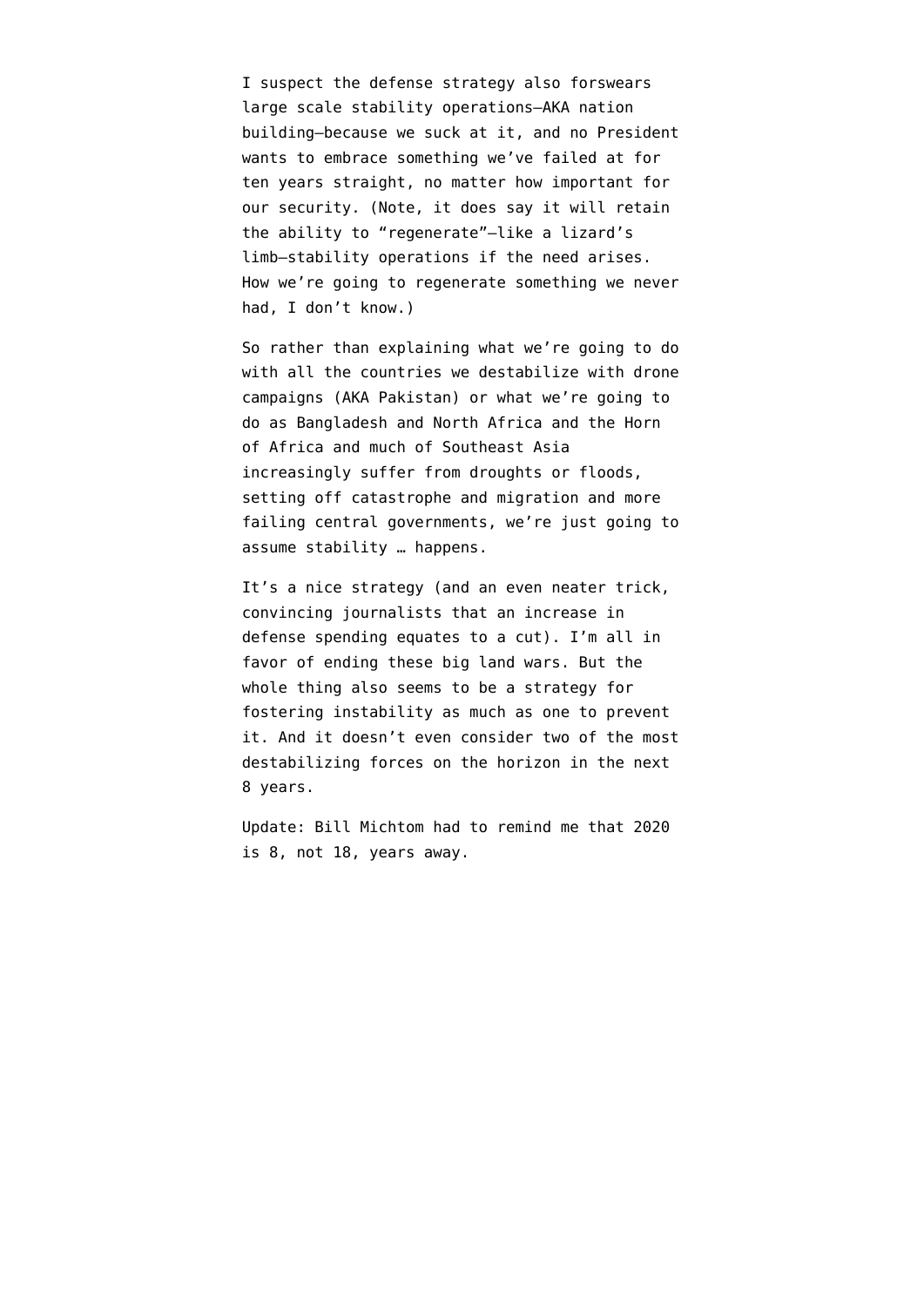I suspect the defense strategy also forswears large scale stability operations—AKA nation building—because we suck at it, and no President wants to embrace something we've failed at for ten years straight, no matter how important for our security. (Note, it does say it will retain the ability to "regenerate"—like a lizard's limb—stability operations if the need arises. How we're going to regenerate something we never had, I don't know.)

So rather than explaining what we're going to do with all the countries we destabilize with drone campaigns (AKA Pakistan) or what we're going to do as Bangladesh and North Africa and the Horn of Africa and much of Southeast Asia increasingly suffer from droughts or floods, setting off catastrophe and migration and more failing central governments, we're just going to assume stability … happens.

It's a nice strategy (and an even neater trick, convincing journalists that an increase in defense spending equates to a cut). I'm all in favor of ending these big land wars. But the whole thing also seems to be a strategy for fostering instability as much as one to prevent it. And it doesn't even consider two of the most destabilizing forces on the horizon in the next 8 years.

Update: Bill Michtom had to remind me that 2020 is 8, not 18, years away.